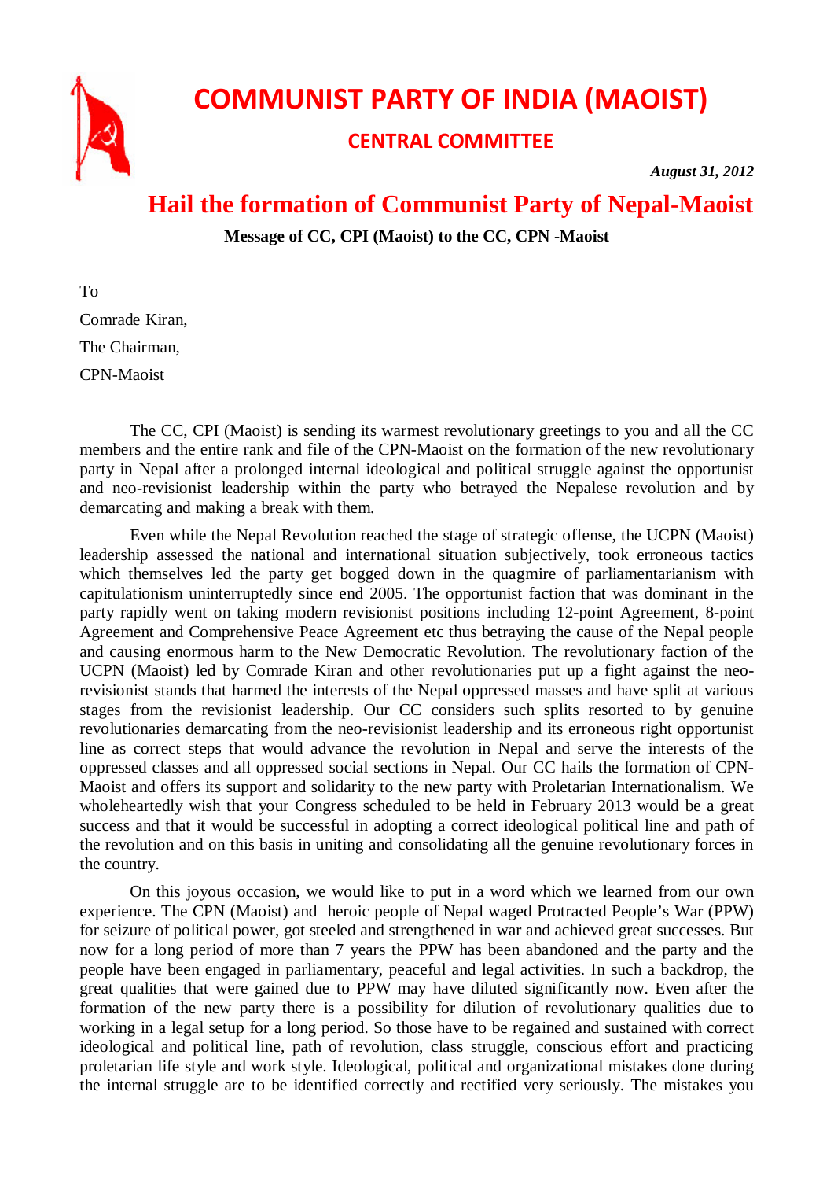# COMMUNIST PARTY OF INDIA (MAOIST)

## CENTRAL COMMITTEE

***August 31, 2012***

# Hail the formation of Communist Party of Nepal-Maoist

**Message of CC, CPI (Maoist) to the CC, CPN -Maoist**

To
Comrade Kiran,
The Chairman,
CPN-Maoist

The CC, CPI (Maoist) is sending its warmest revolutionary greetings to you and all the CC members and the entire rank and file of the CPN-Maoist on the formation of the new revolutionary party in Nepal after a prolonged internal ideological and political struggle against the opportunist and neo-revisionist leadership within the party who betrayed the Nepalese revolution and by demarcating and making a break with them.

Even while the Nepal Revolution reached the stage of strategic offense, the UCPN (Maoist) leadership assessed the national and international situation subjectively, took erroneous tactics which themselves led the party get bogged down in the quagmire of parliamentarianism with capitulationism uninterruptedly since end 2005. The opportunist faction that was dominant in the party rapidly went on taking modern revisionist positions including 12-point Agreement, 8-point Agreement and Comprehensive Peace Agreement etc thus betraying the cause of the Nepal people and causing enormous harm to the New Democratic Revolution. The revolutionary faction of the UCPN (Maoist) led by Comrade Kiran and other revolutionaries put up a fight against the neo-revisionist stands that harmed the interests of the Nepal oppressed masses and have split at various stages from the revisionist leadership. Our CC considers such splits resorted to by genuine revolutionaries demarcating from the neo-revisionist leadership and its erroneous right opportunist line as correct steps that would advance the revolution in Nepal and serve the interests of the oppressed classes and all oppressed social sections in Nepal. Our CC hails the formation of CPN-Maoist and offers its support and solidarity to the new party with Proletarian Internationalism. We wholeheartedly wish that your Congress scheduled to be held in February 2013 would be a great success and that it would be successful in adopting a correct ideological political line and path of the revolution and on this basis in uniting and consolidating all the genuine revolutionary forces in the country.

On this joyous occasion, we would like to put in a word which we learned from our own experience. The CPN (Maoist) and heroic people of Nepal waged Protracted People's War (PPW) for seizure of political power, got steeled and strengthened in war and achieved great successes. But now for a long period of more than 7 years the PPW has been abandoned and the party and the people have been engaged in parliamentary, peaceful and legal activities. In such a backdrop, the great qualities that were gained due to PPW may have diluted significantly now. Even after the formation of the new party there is a possibility for dilution of revolutionary qualities due to working in a legal setup for a long period. So those have to be regained and sustained with correct ideological and political line, path of revolution, class struggle, conscious effort and practicing proletarian life style and work style. Ideological, political and organizational mistakes done during the internal struggle are to be identified correctly and rectified very seriously. The mistakes you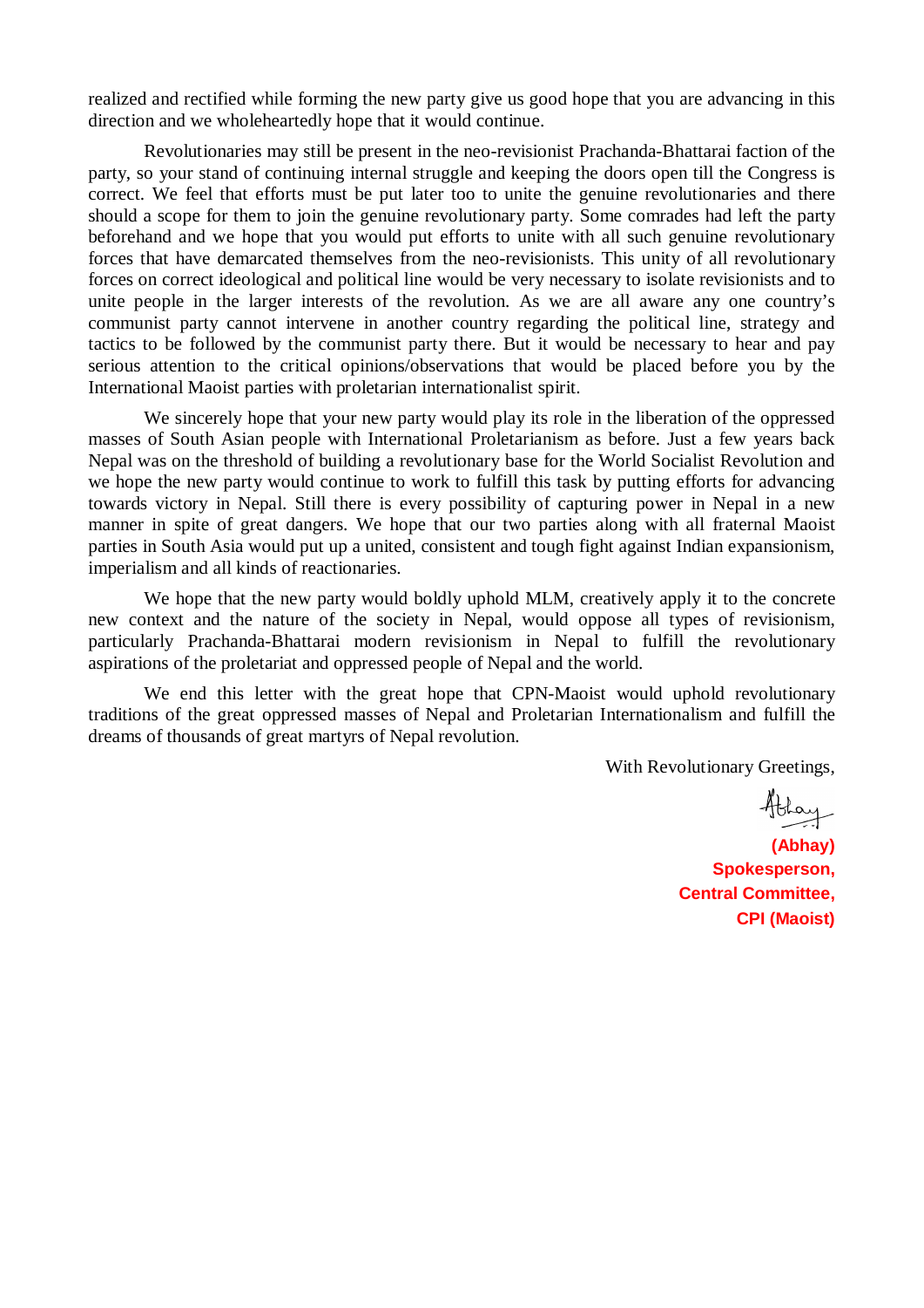realized and rectified while forming the new party give us good hope that you are advancing in this direction and we wholeheartedly hope that it would continue.

Revolutionaries may still be present in the neo-revisionist Prachanda-Bhattarai faction of the party, so your stand of continuing internal struggle and keeping the doors open till the Congress is correct. We feel that efforts must be put later too to unite the genuine revolutionaries and there should a scope for them to join the genuine revolutionary party. Some comrades had left the party beforehand and we hope that you would put efforts to unite with all such genuine revolutionary forces that have demarcated themselves from the neo-revisionists. This unity of all revolutionary forces on correct ideological and political line would be very necessary to isolate revisionists and to unite people in the larger interests of the revolution. As we are all aware any one country's communist party cannot intervene in another country regarding the political line, strategy and tactics to be followed by the communist party there. But it would be necessary to hear and pay serious attention to the critical opinions/observations that would be placed before you by the International Maoist parties with proletarian internationalist spirit.

We sincerely hope that your new party would play its role in the liberation of the oppressed masses of South Asian people with International Proletarianism as before. Just a few years back Nepal was on the threshold of building a revolutionary base for the World Socialist Revolution and we hope the new party would continue to work to fulfill this task by putting efforts for advancing towards victory in Nepal. Still there is every possibility of capturing power in Nepal in a new manner in spite of great dangers. We hope that our two parties along with all fraternal Maoist parties in South Asia would put up a united, consistent and tough fight against Indian expansionism, imperialism and all kinds of reactionaries.

We hope that the new party would boldly uphold MLM, creatively apply it to the concrete new context and the nature of the society in Nepal, would oppose all types of revisionism, particularly Prachanda-Bhattarai modern revisionism in Nepal to fulfill the revolutionary aspirations of the proletariat and oppressed people of Nepal and the world.

We end this letter with the great hope that CPN-Maoist would uphold revolutionary traditions of the great oppressed masses of Nepal and Proletarian Internationalism and fulfill the dreams of thousands of great martyrs of Nepal revolution.

With Revolutionary Greetings,

Abhay

**(Abhay)**
**Spokesperson,**
**Central Committee,**
**CPI (Maoist)**